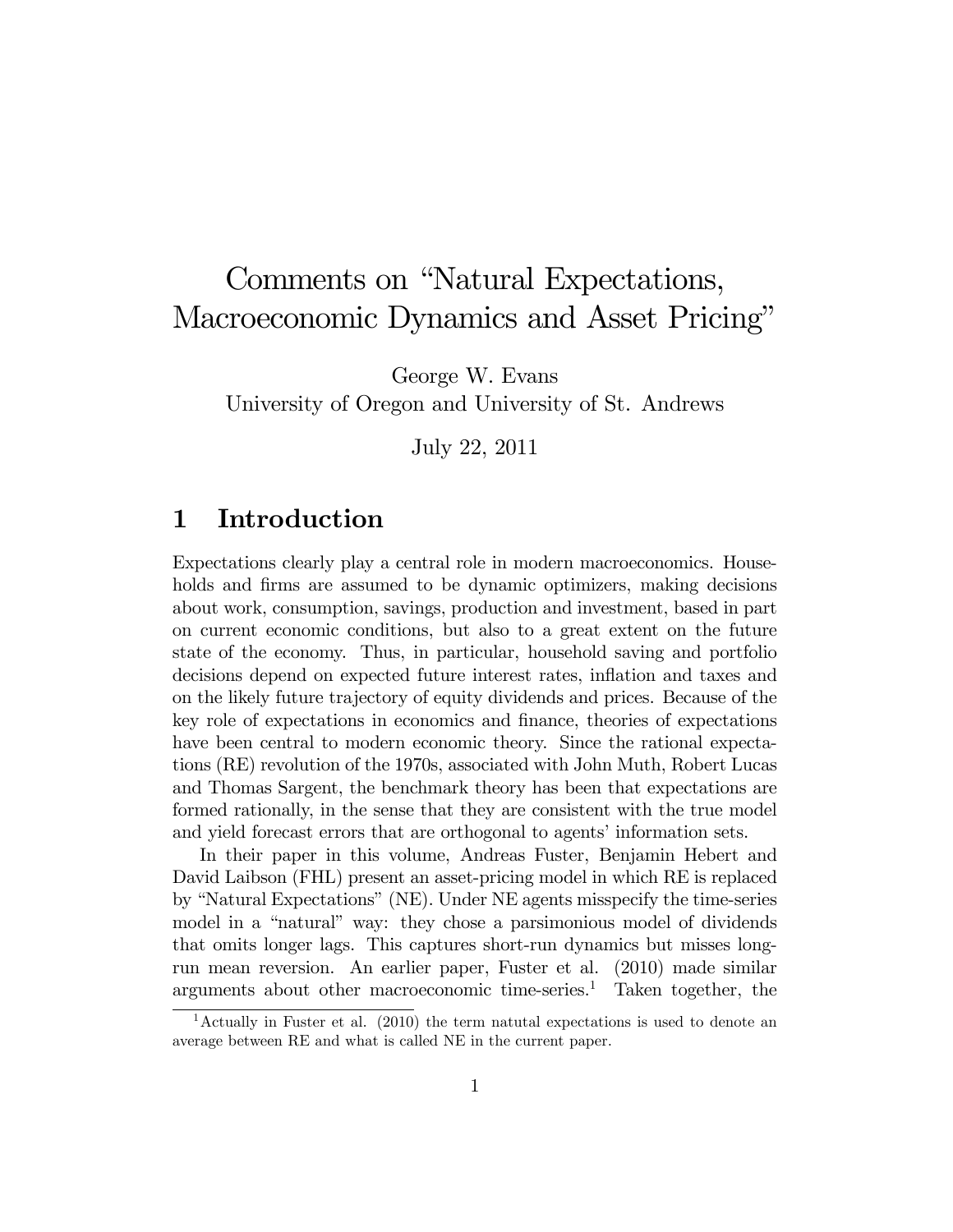# Comments on "Natural Expectations, Macroeconomic Dynamics and Asset Pricing"

George W. Evans
University of Oregon and University of St. Andrews

July 22, 2011

## 1 Introduction

Expectations clearly play a central role in modern macroeconomics. Households and firms are assumed to be dynamic optimizers, making decisions about work, consumption, savings, production and investment, based in part on current economic conditions, but also to a great extent on the future state of the economy. Thus, in particular, household saving and portfolio decisions depend on expected future interest rates, inflation and taxes and on the likely future trajectory of equity dividends and prices. Because of the key role of expectations in economics and finance, theories of expectations have been central to modern economic theory. Since the rational expectations (RE) revolution of the 1970s, associated with John Muth, Robert Lucas and Thomas Sargent, the benchmark theory has been that expectations are formed rationally, in the sense that they are consistent with the true model and yield forecast errors that are orthogonal to agents' information sets.

In their paper in this volume, Andreas Fuster, Benjamin Hebert and David Laibson (FHL) present an asset-pricing model in which RE is replaced by "Natural Expectations" (NE). Under NE agents misspecify the time-series model in a "natural" way: they chose a parsimonious model of dividends that omits longer lags. This captures short-run dynamics but misses long-run mean reversion. An earlier paper, Fuster et al. (2010) made similar arguments about other macroeconomic time-series.[1] Taken together, the

[1] Actually in Fuster et al. (2010) the term natutal expectations is used to denote an average between RE and what is called NE in the current paper.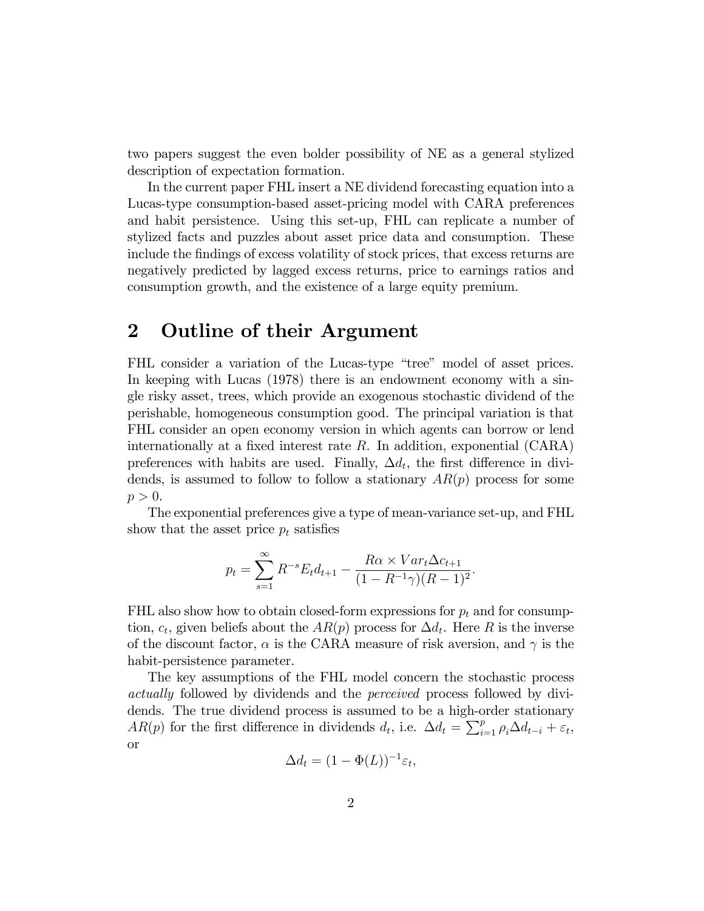two papers suggest the even bolder possibility of NE as a general stylized description of expectation formation.

In the current paper FHL insert a NE dividend forecasting equation into a Lucas-type consumption-based asset-pricing model with CARA preferences and habit persistence. Using this set-up, FHL can replicate a number of stylized facts and puzzles about asset price data and consumption. These include the findings of excess volatility of stock prices, that excess returns are negatively predicted by lagged excess returns, price to earnings ratios and consumption growth, and the existence of a large equity premium.

## 2 Outline of their Argument

FHL consider a variation of the Lucas-type "tree" model of asset prices. In keeping with Lucas (1978) there is an endowment economy with a single risky asset, trees, which provide an exogenous stochastic dividend of the perishable, homogeneous consumption good. The principal variation is that FHL consider an open economy version in which agents can borrow or lend internationally at a fixed interest rate $R$. In addition, exponential (CARA) preferences with habits are used. Finally, $\Delta d_t$, the first difference in dividends, is assumed to follow to follow a stationary $AR(p)$ process for some $p > 0$.

The exponential preferences give a type of mean-variance set-up, and FHL show that the asset price $p_t$ satisfies

$$p_t = \sum_{s=1}^{\infty} R^{-s} E_t d_{t+1} - \frac{R\alpha \times Var_t \Delta c_{t+1}}{(1 - R^{-1}\gamma)(R-1)^2}.$$

FHL also show how to obtain closed-form expressions for $p_t$ and for consumption, $c_t$, given beliefs about the $AR(p)$ process for $\Delta d_t$. Here $R$ is the inverse of the discount factor, $\alpha$ is the CARA measure of risk aversion, and $\gamma$ is the habit-persistence parameter.

The key assumptions of the FHL model concern the stochastic process *actually* followed by dividends and the *perceived* process followed by dividends. The true dividend process is assumed to be a high-order stationary $AR(p)$ for the first difference in dividends $d_t$, i.e. $\Delta d_t = \sum_{i=1}^{p} \rho_i \Delta d_{t-i} + \varepsilon_t$, or

$$\Delta d_t = (1 - \Phi(L))^{-1} \varepsilon_t,$$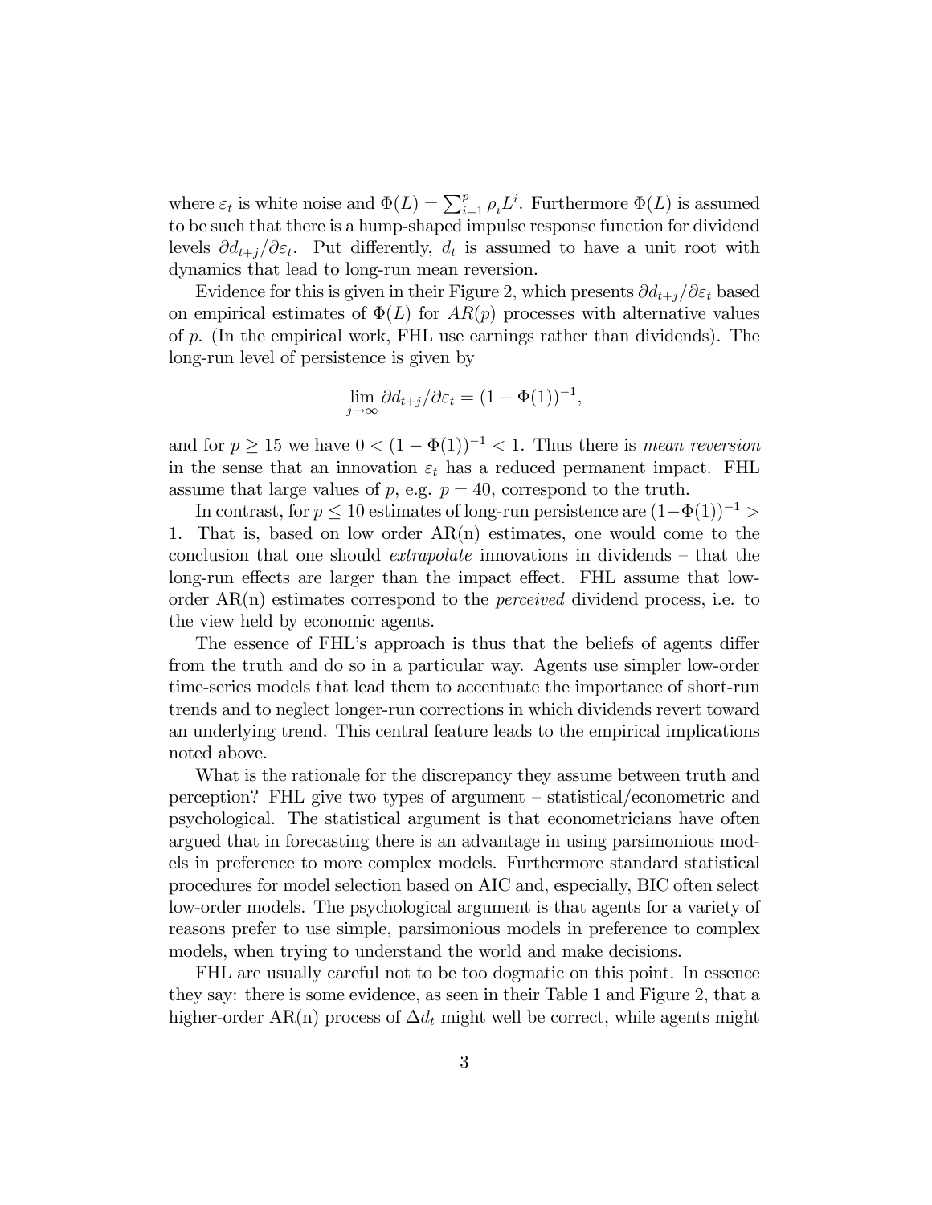where $\varepsilon_t$ is white noise and $\Phi(L) = \sum_{i=1}^{p} \rho_i L^i$. Furthermore $\Phi(L)$ is assumed to be such that there is a hump-shaped impulse response function for dividend levels $\partial d_{t+j}/\partial \varepsilon_t$. Put differently, $d_t$ is assumed to have a unit root with dynamics that lead to long-run mean reversion.

Evidence for this is given in their Figure 2, which presents $\partial d_{t+j}/\partial \varepsilon_t$ based on empirical estimates of $\Phi(L)$ for $AR(p)$ processes with alternative values of $p$. (In the empirical work, FHL use earnings rather than dividends). The long-run level of persistence is given by

$$\lim_{j \to \infty} \partial d_{t+j}/\partial \varepsilon_t = (1 - \Phi(1))^{-1},$$

and for $p \geq 15$ we have $0 < (1 - \Phi(1))^{-1} < 1$. Thus there is *mean reversion* in the sense that an innovation $\varepsilon_t$ has a reduced permanent impact. FHL assume that large values of $p$, e.g. $p = 40$, correspond to the truth.

In contrast, for $p \leq 10$ estimates of long-run persistence are $(1-\Phi(1))^{-1} > 1$. That is, based on low order AR(n) estimates, one would come to the conclusion that one should *extrapolate* innovations in dividends – that the long-run effects are larger than the impact effect. FHL assume that low-order AR(n) estimates correspond to the *perceived* dividend process, i.e. to the view held by economic agents.

The essence of FHL's approach is thus that the beliefs of agents differ from the truth and do so in a particular way. Agents use simpler low-order time-series models that lead them to accentuate the importance of short-run trends and to neglect longer-run corrections in which dividends revert toward an underlying trend. This central feature leads to the empirical implications noted above.

What is the rationale for the discrepancy they assume between truth and perception? FHL give two types of argument – statistical/econometric and psychological. The statistical argument is that econometricians have often argued that in forecasting there is an advantage in using parsimonious models in preference to more complex models. Furthermore standard statistical procedures for model selection based on AIC and, especially, BIC often select low-order models. The psychological argument is that agents for a variety of reasons prefer to use simple, parsimonious models in preference to complex models, when trying to understand the world and make decisions.

FHL are usually careful not to be too dogmatic on this point. In essence they say: there is some evidence, as seen in their Table 1 and Figure 2, that a higher-order AR(n) process of $\Delta d_t$ might well be correct, while agents might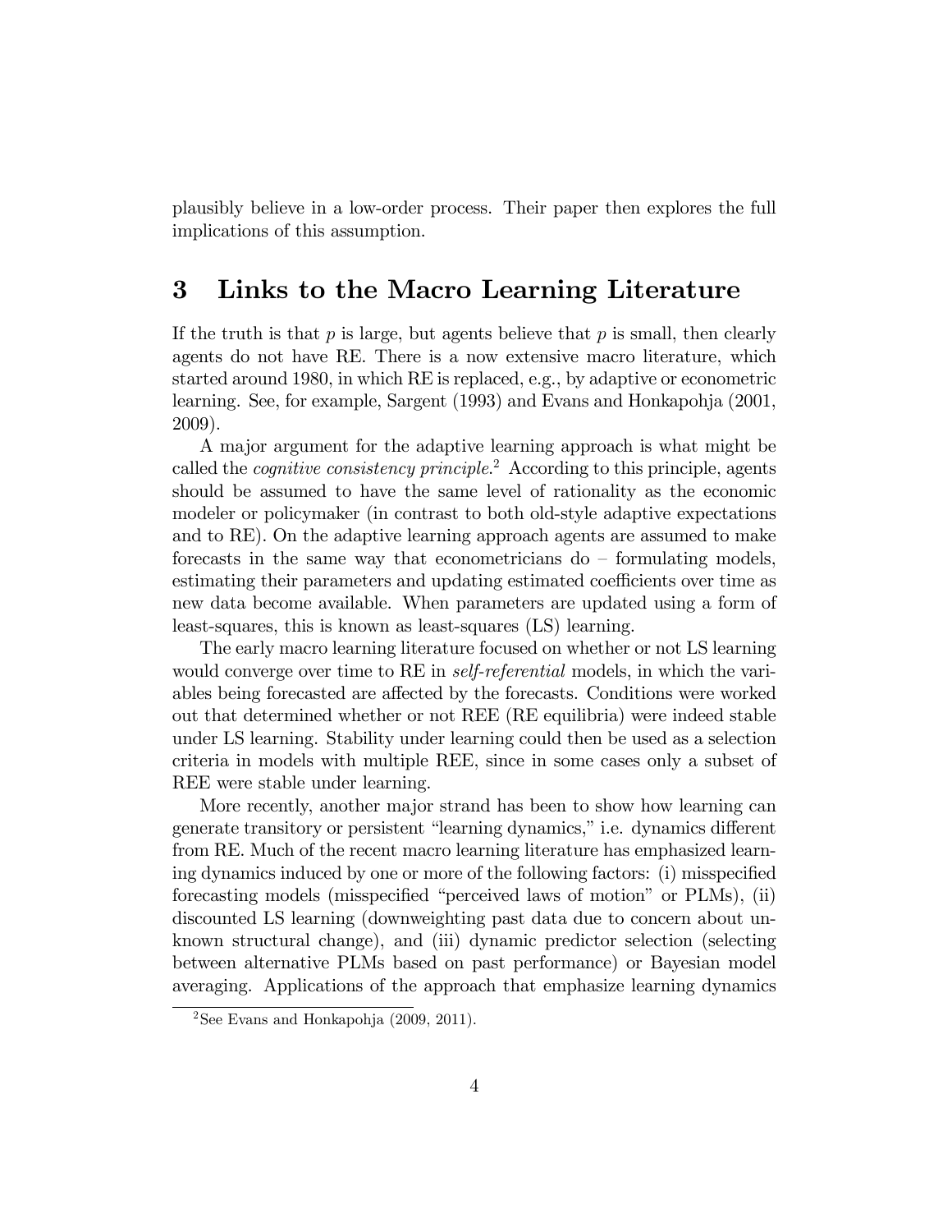plausibly believe in a low-order process. Their paper then explores the full implications of this assumption.

## 3 Links to the Macro Learning Literature

If the truth is that $p$ is large, but agents believe that $p$ is small, then clearly agents do not have RE. There is a now extensive macro literature, which started around 1980, in which RE is replaced, e.g., by adaptive or econometric learning. See, for example, Sargent (1993) and Evans and Honkapohja (2001, 2009).

A major argument for the adaptive learning approach is what might be called the *cognitive consistency principle*.[2] According to this principle, agents should be assumed to have the same level of rationality as the economic modeler or policymaker (in contrast to both old-style adaptive expectations and to RE). On the adaptive learning approach agents are assumed to make forecasts in the same way that econometricians do – formulating models, estimating their parameters and updating estimated coefficients over time as new data become available. When parameters are updated using a form of least-squares, this is known as least-squares (LS) learning.

The early macro learning literature focused on whether or not LS learning would converge over time to RE in *self-referential* models, in which the variables being forecasted are affected by the forecasts. Conditions were worked out that determined whether or not REE (RE equilibria) were indeed stable under LS learning. Stability under learning could then be used as a selection criteria in models with multiple REE, since in some cases only a subset of REE were stable under learning.

More recently, another major strand has been to show how learning can generate transitory or persistent "learning dynamics," i.e. dynamics different from RE. Much of the recent macro learning literature has emphasized learning dynamics induced by one or more of the following factors: (i) misspecified forecasting models (misspecified "perceived laws of motion" or PLMs), (ii) discounted LS learning (downweighting past data due to concern about unknown structural change), and (iii) dynamic predictor selection (selecting between alternative PLMs based on past performance) or Bayesian model averaging. Applications of the approach that emphasize learning dynamics

[2] See Evans and Honkapohja (2009, 2011).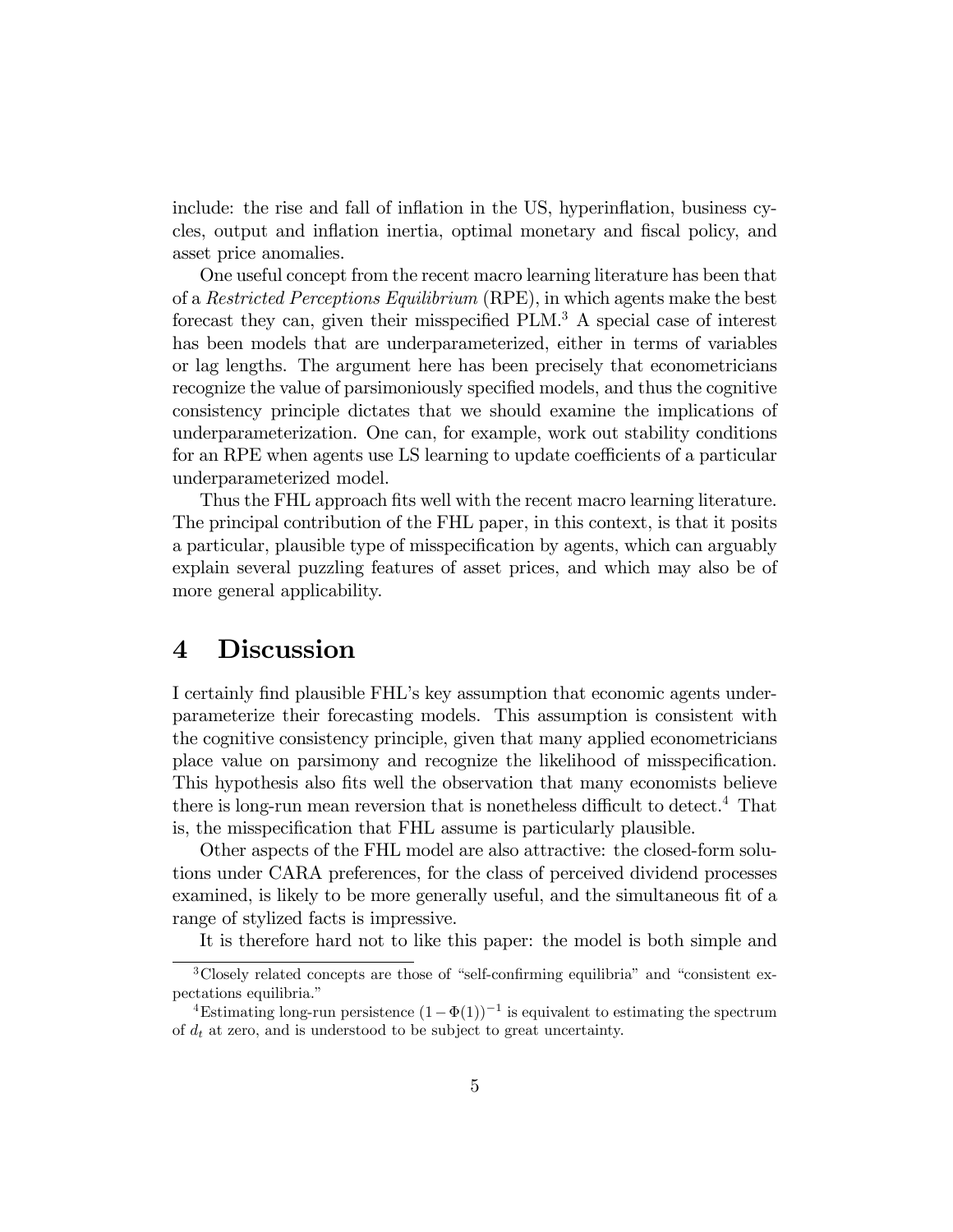include: the rise and fall of inflation in the US, hyperinflation, business cycles, output and inflation inertia, optimal monetary and fiscal policy, and asset price anomalies.

One useful concept from the recent macro learning literature has been that of a *Restricted Perceptions Equilibrium* (RPE), in which agents make the best forecast they can, given their misspecified PLM.[3] A special case of interest has been models that are underparameterized, either in terms of variables or lag lengths. The argument here has been precisely that econometricians recognize the value of parsimoniously specified models, and thus the cognitive consistency principle dictates that we should examine the implications of underparameterization. One can, for example, work out stability conditions for an RPE when agents use LS learning to update coefficients of a particular underparameterized model.

Thus the FHL approach fits well with the recent macro learning literature. The principal contribution of the FHL paper, in this context, is that it posits a particular, plausible type of misspecification by agents, which can arguably explain several puzzling features of asset prices, and which may also be of more general applicability.

# 4 Discussion

I certainly find plausible FHL's key assumption that economic agents underparameterize their forecasting models. This assumption is consistent with the cognitive consistency principle, given that many applied econometricians place value on parsimony and recognize the likelihood of misspecification. This hypothesis also fits well the observation that many economists believe there is long-run mean reversion that is nonetheless difficult to detect.[4] That is, the misspecification that FHL assume is particularly plausible.

Other aspects of the FHL model are also attractive: the closed-form solutions under CARA preferences, for the class of perceived dividend processes examined, is likely to be more generally useful, and the simultaneous fit of a range of stylized facts is impressive.

It is therefore hard not to like this paper: the model is both simple and

[3] Closely related concepts are those of "self-confirming equilibria" and "consistent expectations equilibria."

[4] Estimating long-run persistence $(1-\Phi(1))^{-1}$ is equivalent to estimating the spectrum of $d_t$ at zero, and is understood to be subject to great uncertainty.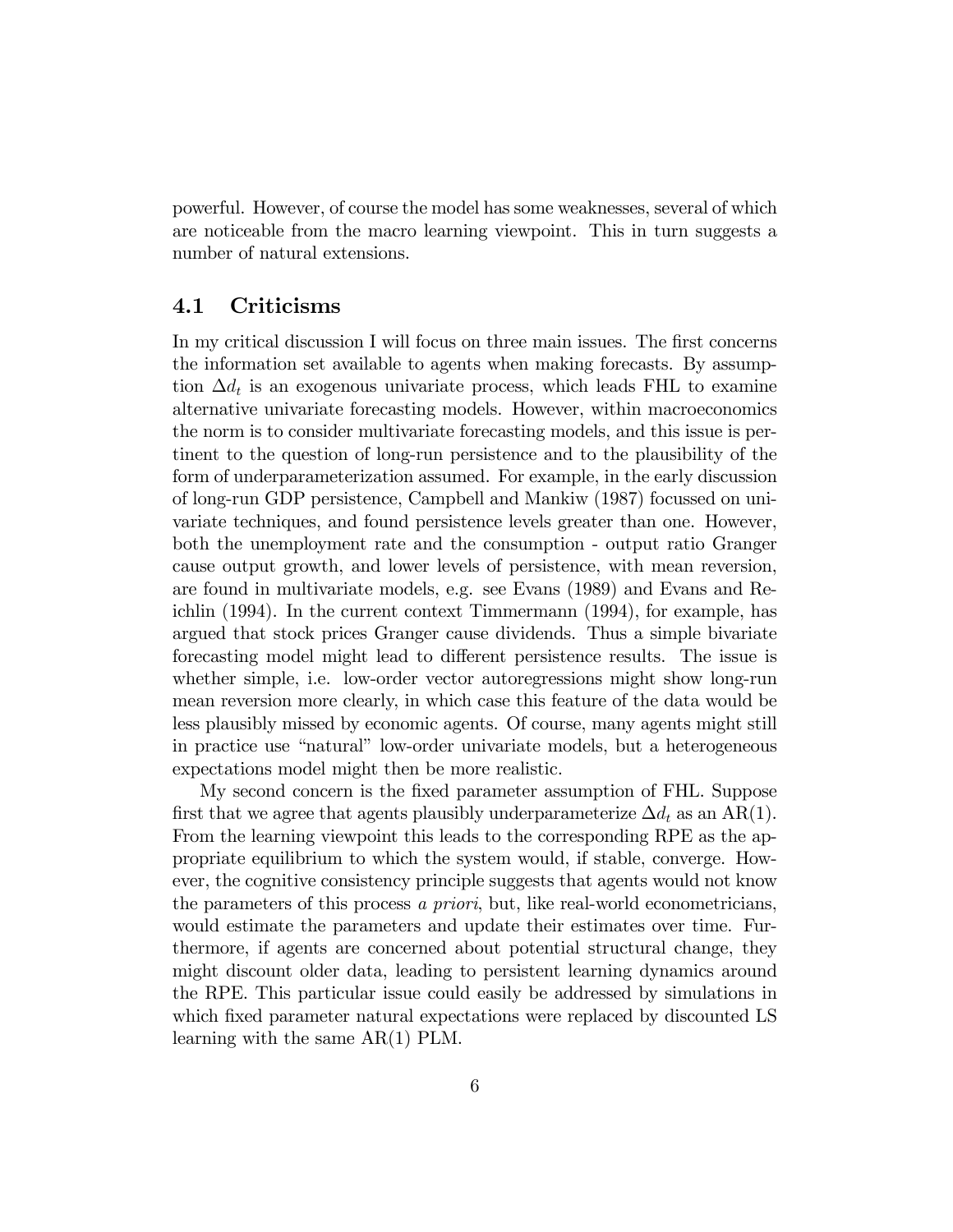powerful. However, of course the model has some weaknesses, several of which are noticeable from the macro learning viewpoint. This in turn suggests a number of natural extensions.

## 4.1 Criticisms

In my critical discussion I will focus on three main issues. The first concerns the information set available to agents when making forecasts. By assumption $\Delta d_t$ is an exogenous univariate process, which leads FHL to examine alternative univariate forecasting models. However, within macroeconomics the norm is to consider multivariate forecasting models, and this issue is pertinent to the question of long-run persistence and to the plausibility of the form of underparameterization assumed. For example, in the early discussion of long-run GDP persistence, Campbell and Mankiw (1987) focussed on univariate techniques, and found persistence levels greater than one. However, both the unemployment rate and the consumption - output ratio Granger cause output growth, and lower levels of persistence, with mean reversion, are found in multivariate models, e.g. see Evans (1989) and Evans and Reichlin (1994). In the current context Timmermann (1994), for example, has argued that stock prices Granger cause dividends. Thus a simple bivariate forecasting model might lead to different persistence results. The issue is whether simple, i.e. low-order vector autoregressions might show long-run mean reversion more clearly, in which case this feature of the data would be less plausibly missed by economic agents. Of course, many agents might still in practice use "natural" low-order univariate models, but a heterogeneous expectations model might then be more realistic.

My second concern is the fixed parameter assumption of FHL. Suppose first that we agree that agents plausibly underparameterize $\Delta d_t$ as an AR(1). From the learning viewpoint this leads to the corresponding RPE as the appropriate equilibrium to which the system would, if stable, converge. However, the cognitive consistency principle suggests that agents would not know the parameters of this process *a priori*, but, like real-world econometricians, would estimate the parameters and update their estimates over time. Furthermore, if agents are concerned about potential structural change, they might discount older data, leading to persistent learning dynamics around the RPE. This particular issue could easily be addressed by simulations in which fixed parameter natural expectations were replaced by discounted LS learning with the same AR(1) PLM.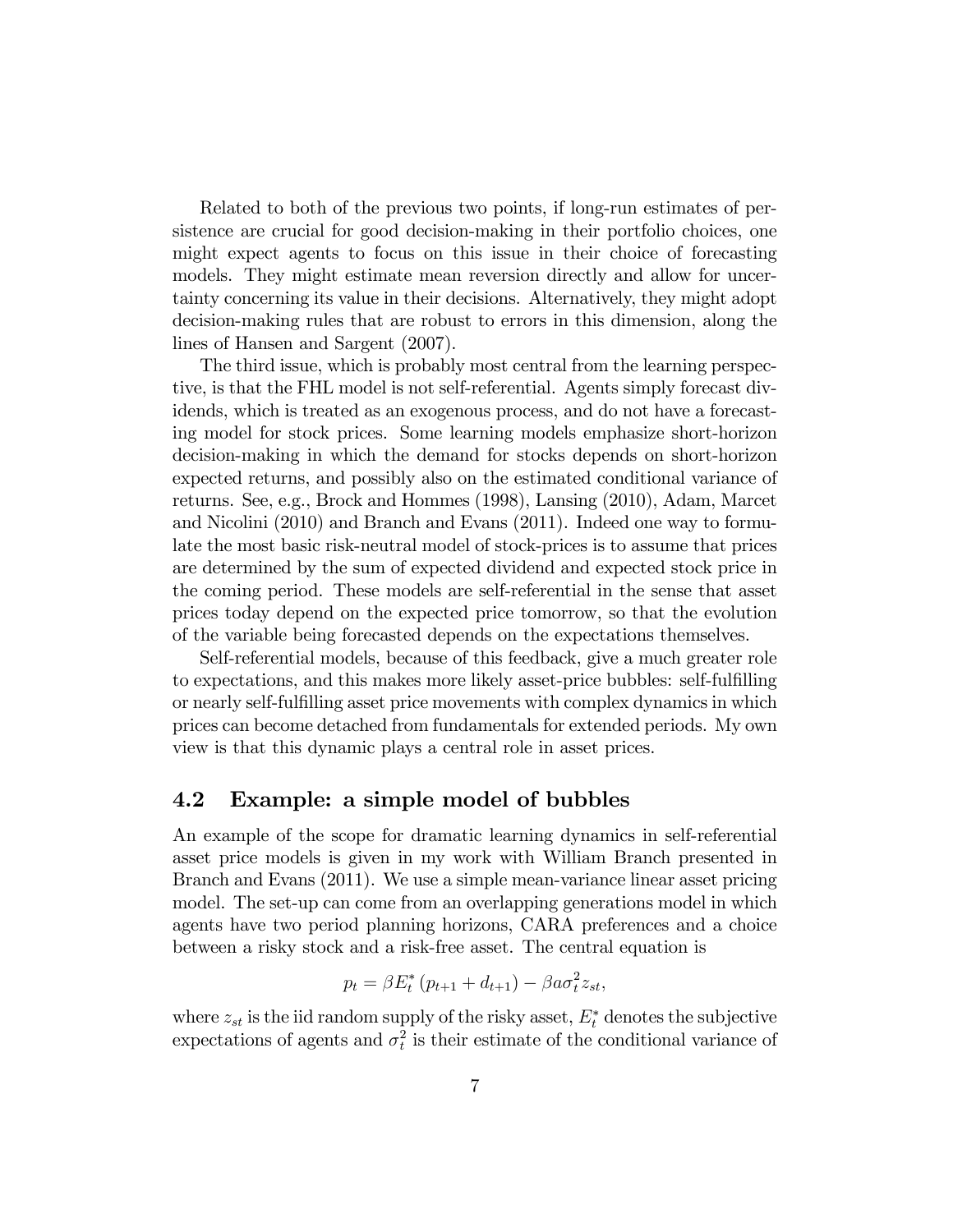Related to both of the previous two points, if long-run estimates of persistence are crucial for good decision-making in their portfolio choices, one might expect agents to focus on this issue in their choice of forecasting models. They might estimate mean reversion directly and allow for uncertainty concerning its value in their decisions. Alternatively, they might adopt decision-making rules that are robust to errors in this dimension, along the lines of Hansen and Sargent (2007).

The third issue, which is probably most central from the learning perspective, is that the FHL model is not self-referential. Agents simply forecast dividends, which is treated as an exogenous process, and do not have a forecasting model for stock prices. Some learning models emphasize short-horizon decision-making in which the demand for stocks depends on short-horizon expected returns, and possibly also on the estimated conditional variance of returns. See, e.g., Brock and Hommes (1998), Lansing (2010), Adam, Marcet and Nicolini (2010) and Branch and Evans (2011). Indeed one way to formulate the most basic risk-neutral model of stock-prices is to assume that prices are determined by the sum of expected dividend and expected stock price in the coming period. These models are self-referential in the sense that asset prices today depend on the expected price tomorrow, so that the evolution of the variable being forecasted depends on the expectations themselves.

Self-referential models, because of this feedback, give a much greater role to expectations, and this makes more likely asset-price bubbles: self-fulfilling or nearly self-fulfilling asset price movements with complex dynamics in which prices can become detached from fundamentals for extended periods. My own view is that this dynamic plays a central role in asset prices.

## 4.2 Example: a simple model of bubbles

An example of the scope for dramatic learning dynamics in self-referential asset price models is given in my work with William Branch presented in Branch and Evans (2011). We use a simple mean-variance linear asset pricing model. The set-up can come from an overlapping generations model in which agents have two period planning horizons, CARA preferences and a choice between a risky stock and a risk-free asset. The central equation is

$$p_t = \beta E_t^* \left( p_{t+1} + d_{t+1} \right) - \beta a \sigma_t^2 z_{st},$$

where $z_{st}$ is the iid random supply of the risky asset, $E_t^*$ denotes the subjective expectations of agents and $\sigma_t^2$ is their estimate of the conditional variance of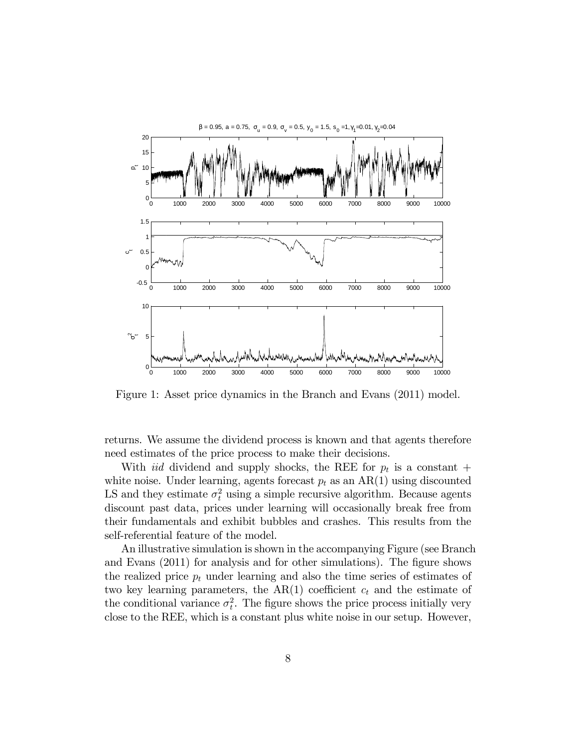Figure 1: Asset price dynamics in the Branch and Evans (2011) model.

returns. We assume the dividend process is known and that agents therefore need estimates of the price process to make their decisions.

With *iid* dividend and supply shocks, the REE for $p_t$ is a constant + white noise. Under learning, agents forecast $p_t$ as an AR(1) using discounted LS and they estimate $\sigma_t^2$ using a simple recursive algorithm. Because agents discount past data, prices under learning will occasionally break free from their fundamentals and exhibit bubbles and crashes. This results from the self-referential feature of the model.

An illustrative simulation is shown in the accompanying Figure (see Branch and Evans (2011) for analysis and for other simulations). The figure shows the realized price $p_t$ under learning and also the time series of estimates of two key learning parameters, the AR(1) coefficient $c_t$ and the estimate of the conditional variance $\sigma_t^2$. The figure shows the price process initially very close to the REE, which is a constant plus white noise in our setup. However,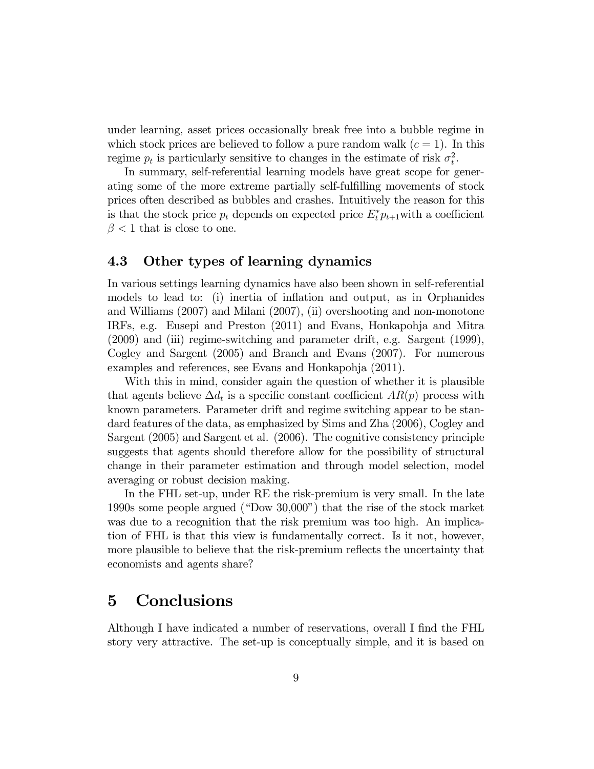under learning, asset prices occasionally break free into a bubble regime in which stock prices are believed to follow a pure random walk ($c = 1$). In this regime $p_t$ is particularly sensitive to changes in the estimate of risk $\sigma_t^2$.

In summary, self-referential learning models have great scope for generating some of the more extreme partially self-fulfilling movements of stock prices often described as bubbles and crashes. Intuitively the reason for this is that the stock price $p_t$ depends on expected price $E_t^* p_{t+1}$ with a coefficient $\beta < 1$ that is close to one.

## 4.3 Other types of learning dynamics

In various settings learning dynamics have also been shown in self-referential models to lead to: (i) inertia of inflation and output, as in Orphanides and Williams (2007) and Milani (2007), (ii) overshooting and non-monotone IRFs, e.g. Eusepi and Preston (2011) and Evans, Honkapohja and Mitra (2009) and (iii) regime-switching and parameter drift, e.g. Sargent (1999), Cogley and Sargent (2005) and Branch and Evans (2007). For numerous examples and references, see Evans and Honkapohja (2011).

With this in mind, consider again the question of whether it is plausible that agents believe $\Delta d_t$ is a specific constant coefficient $AR(p)$ process with known parameters. Parameter drift and regime switching appear to be standard features of the data, as emphasized by Sims and Zha (2006), Cogley and Sargent (2005) and Sargent et al. (2006). The cognitive consistency principle suggests that agents should therefore allow for the possibility of structural change in their parameter estimation and through model selection, model averaging or robust decision making.

In the FHL set-up, under RE the risk-premium is very small. In the late 1990s some people argued ("Dow 30,000") that the rise of the stock market was due to a recognition that the risk premium was too high. An implication of FHL is that this view is fundamentally correct. Is it not, however, more plausible to believe that the risk-premium reflects the uncertainty that economists and agents share?

# 5 Conclusions

Although I have indicated a number of reservations, overall I find the FHL story very attractive. The set-up is conceptually simple, and it is based on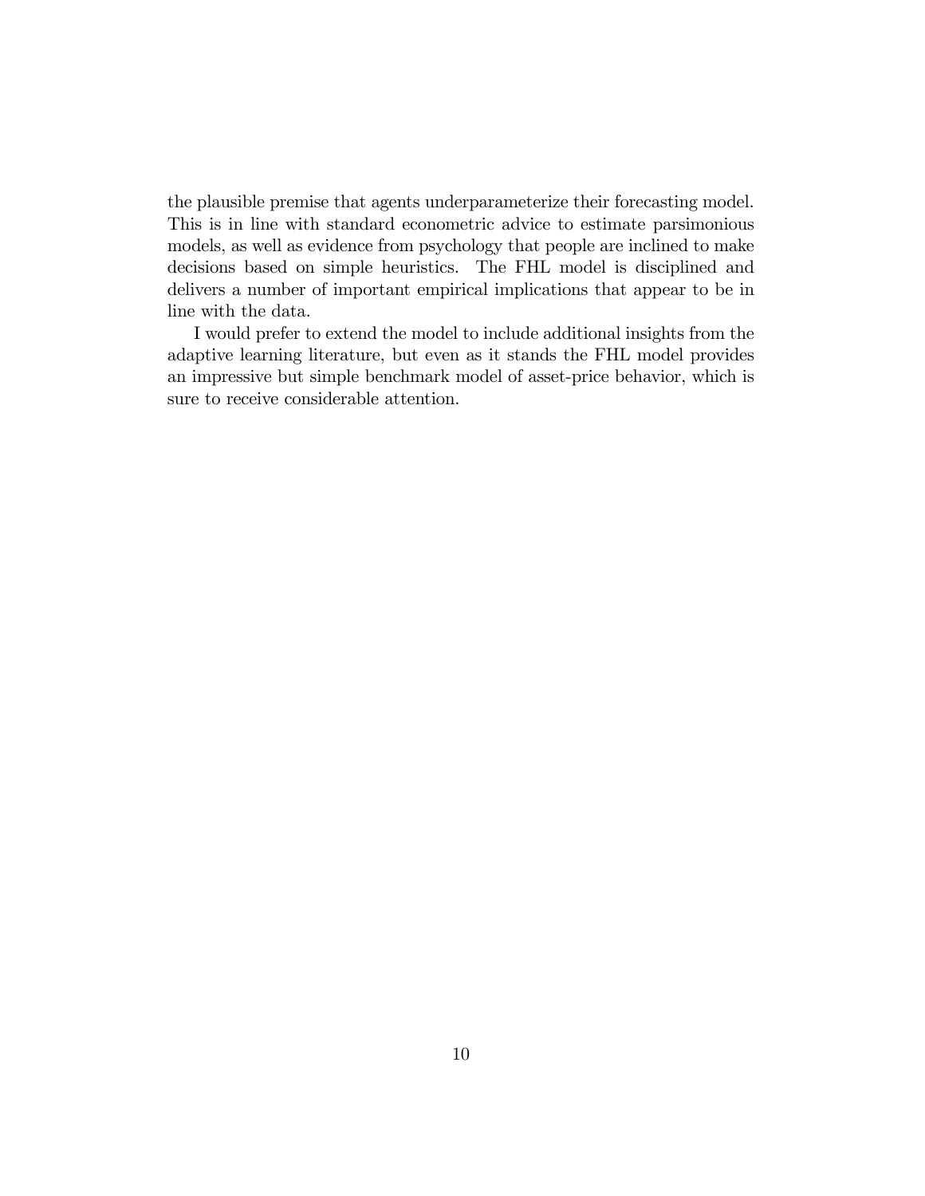the plausible premise that agents underparameterize their forecasting model. This is in line with standard econometric advice to estimate parsimonious models, as well as evidence from psychology that people are inclined to make decisions based on simple heuristics. The FHL model is disciplined and delivers a number of important empirical implications that appear to be in line with the data.

I would prefer to extend the model to include additional insights from the adaptive learning literature, but even as it stands the FHL model provides an impressive but simple benchmark model of asset-price behavior, which is sure to receive considerable attention.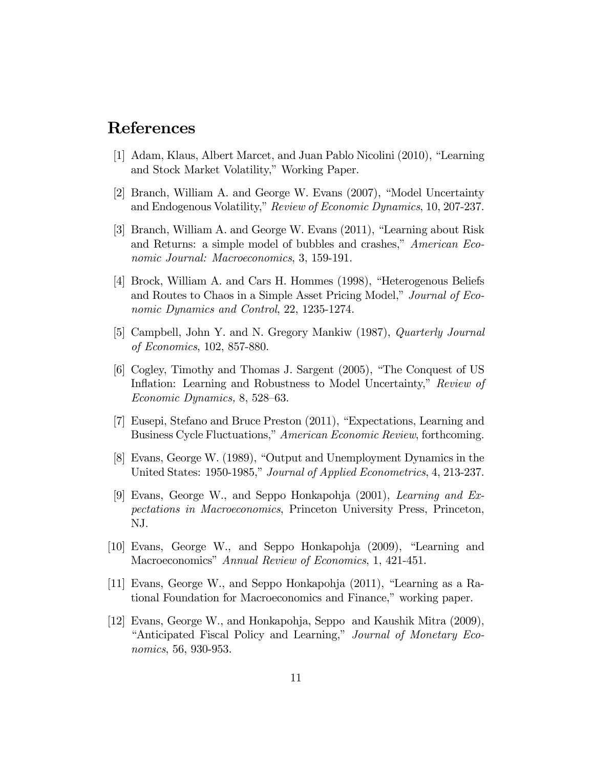# References

[1] Adam, Klaus, Albert Marcet, and Juan Pablo Nicolini (2010), "Learning and Stock Market Volatility," Working Paper.

[2] Branch, William A. and George W. Evans (2007), "Model Uncertainty and Endogenous Volatility," *Review of Economic Dynamics*, 10, 207-237.

[3] Branch, William A. and George W. Evans (2011), "Learning about Risk and Returns: a simple model of bubbles and crashes," *American Economic Journal: Macroeconomics*, 3, 159-191.

[4] Brock, William A. and Cars H. Hommes (1998), "Heterogenous Beliefs and Routes to Chaos in a Simple Asset Pricing Model," *Journal of Economic Dynamics and Control*, 22, 1235-1274.

[5] Campbell, John Y. and N. Gregory Mankiw (1987), *Quarterly Journal of Economics*, 102, 857-880.

[6] Cogley, Timothy and Thomas J. Sargent (2005), "The Conquest of US Inflation: Learning and Robustness to Model Uncertainty," *Review of Economic Dynamics,* 8, 528–63.

[7] Eusepi, Stefano and Bruce Preston (2011), "Expectations, Learning and Business Cycle Fluctuations," *American Economic Review*, forthcoming.

[8] Evans, George W. (1989), "Output and Unemployment Dynamics in the United States: 1950-1985," *Journal of Applied Econometrics*, 4, 213-237.

[9] Evans, George W., and Seppo Honkapohja (2001), *Learning and Expectations in Macroeconomics*, Princeton University Press, Princeton, NJ.

[10] Evans, George W., and Seppo Honkapohja (2009), "Learning and Macroeconomics" *Annual Review of Economics*, 1, 421-451.

[11] Evans, George W., and Seppo Honkapohja (2011), "Learning as a Rational Foundation for Macroeconomics and Finance," working paper.

[12] Evans, George W., and Honkapohja, Seppo and Kaushik Mitra (2009), "Anticipated Fiscal Policy and Learning," *Journal of Monetary Economics*, 56, 930-953.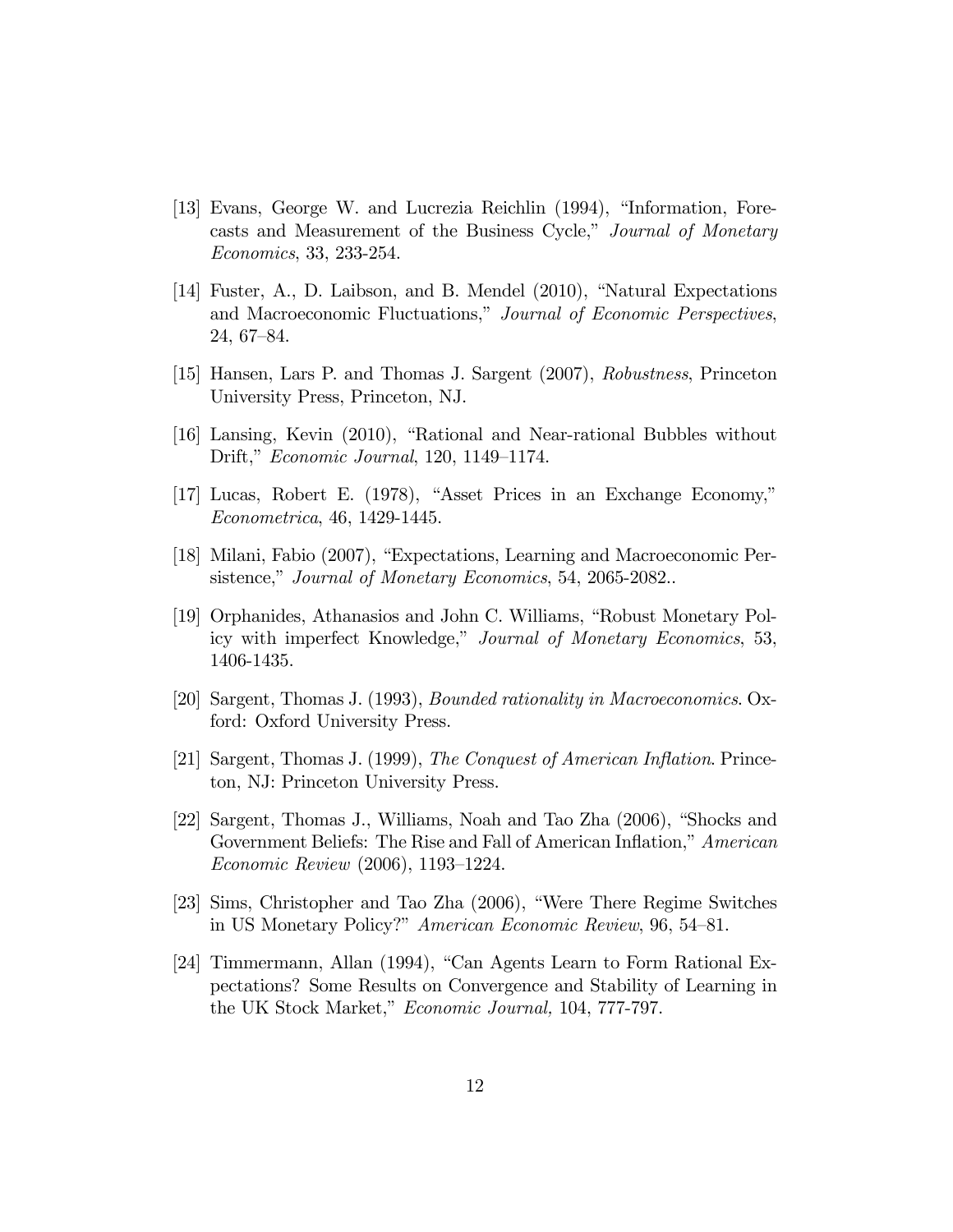[13] Evans, George W. and Lucrezia Reichlin (1994), "Information, Forecasts and Measurement of the Business Cycle," *Journal of Monetary Economics*, 33, 233-254.

[14] Fuster, A., D. Laibson, and B. Mendel (2010), "Natural Expectations and Macroeconomic Fluctuations," *Journal of Economic Perspectives*, 24, 67–84.

[15] Hansen, Lars P. and Thomas J. Sargent (2007), *Robustness*, Princeton University Press, Princeton, NJ.

[16] Lansing, Kevin (2010), "Rational and Near-rational Bubbles without Drift," *Economic Journal*, 120, 1149–1174.

[17] Lucas, Robert E. (1978), "Asset Prices in an Exchange Economy," *Econometrica*, 46, 1429-1445.

[18] Milani, Fabio (2007), "Expectations, Learning and Macroeconomic Persistence," *Journal of Monetary Economics*, 54, 2065-2082..

[19] Orphanides, Athanasios and John C. Williams, "Robust Monetary Policy with imperfect Knowledge," *Journal of Monetary Economics*, 53, 1406-1435.

[20] Sargent, Thomas J. (1993), *Bounded rationality in Macroeconomics*. Oxford: Oxford University Press.

[21] Sargent, Thomas J. (1999), *The Conquest of American Inflation*. Princeton, NJ: Princeton University Press.

[22] Sargent, Thomas J., Williams, Noah and Tao Zha (2006), "Shocks and Government Beliefs: The Rise and Fall of American Inflation," *American Economic Review* (2006), 1193–1224.

[23] Sims, Christopher and Tao Zha (2006), "Were There Regime Switches in US Monetary Policy?" *American Economic Review*, 96, 54–81.

[24] Timmermann, Allan (1994), "Can Agents Learn to Form Rational Expectations? Some Results on Convergence and Stability of Learning in the UK Stock Market," *Economic Journal*, 104, 777-797.